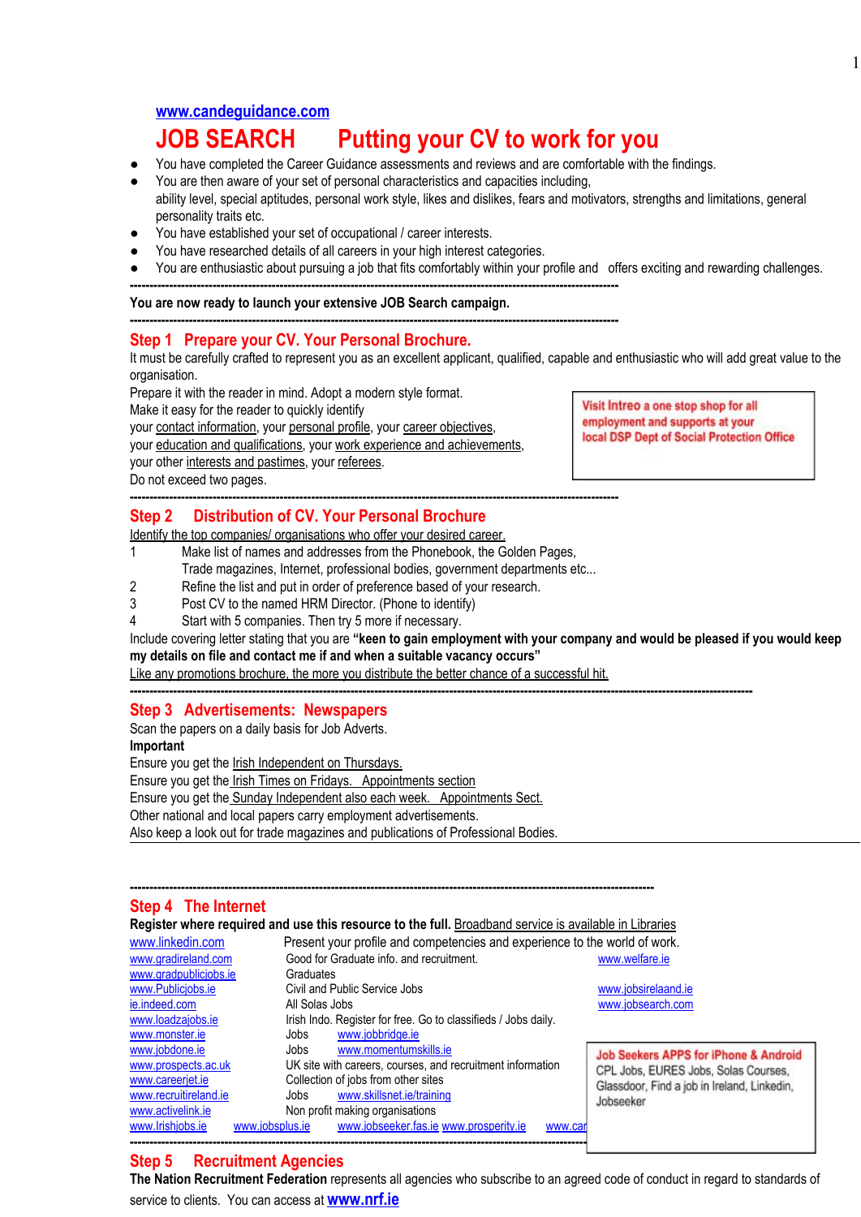**www.candeguidance.com**

# JOB SEARCH Putting your CV to work for you

- You have completed the Career Guidance assessments and reviews and are comfortable with the findings.
- You are then aware of your set of personal characteristics and capacities including, ability level, special aptitudes, personal work style, likes and dislikes, fears and motivators, strengths and limitations, general personality traits etc.
- You have established your set of occupational / career interests.
- You have researched details of all careers in your high interest categories.
- You are enthusiastic about pursuing a job that fits comfortably within your profile and offers exciting and rewarding challenges.

---

**You are now ready to launch your extensive JOB Search campaign.**

---

## Step 1 Prepare your CV. Your Personal Brochure.

It must be carefully crafted to represent you as an excellent applicant, qualified, capable and enthusiastic who will add great value to the organisation.
Prepare it with the reader in mind. Adopt a modern style format.
Make it easy for the reader to quickly identify
your contact information, your personal profile, your career objectives,
your education and qualifications, your work experience and achievements,
your other interests and pastimes, your referees.
Do not exceed two pages.

> Visit Intreo a one stop shop for all employment and supports at your local DSP Dept of Social Protection Office

---

## Step 2 Distribution of CV. Your Personal Brochure

Identify the top companies/ organisations who offer your desired career.

1. Make list of names and addresses from the Phonebook, the Golden Pages, Trade magazines, Internet, professional bodies, government departments etc...
2. Refine the list and put in order of preference based of your research.
3. Post CV to the named HRM Director. (Phone to identify)
4. Start with 5 companies. Then try 5 more if necessary.

Include covering letter stating that you are **"keen to gain employment with your company and would be pleased if you would keep my details on file and contact me if and when a suitable vacancy occurs"**
Like any promotions brochure, the more you distribute the better chance of a successful hit.

---

## Step 3 Advertisements: Newspapers

Scan the papers on a daily basis for Job Adverts.
**Important**
Ensure you get the Irish Independent on Thursdays.
Ensure you get the Irish Times on Fridays. Appointments section
Ensure you get the Sunday Independent also each week. Appointments Sect.
Other national and local papers carry employment advertisements.
Also keep a look out for trade magazines and publications of Professional Bodies.

---

## Step 4 The Internet

**Register where required and use this resource to the full.** Broadband service is available in Libraries

www.linkedin.com — Present your profile and competencies and experience to the world of work.
www.gradireland.com — Good for Graduate info. and recruitment.
www.gradpublicjobs.ie — Graduates
www.Publicjobs.ie — Civil and Public Service Jobs
ie.indeed.com — All Solas Jobs
www.loadzajobs.ie — Irish Indo. Register for free. Go to classifieds / Jobs daily.
www.monster.ie — Jobs — www.jobbridge.ie
www.jobdone.ie — Jobs — www.momentumskills.ie
www.prospects.ac.uk — UK site with careers, courses, and recruitment information
www.careerjet.ie — Collection of jobs from other sites
www.recruitireland.ie — Jobs — www.skillsnet.ie/training
www.activelink.ie — Non profit making organisations
www.Irishjobs.ie — www.jobsplus.ie — www.jobseeker.fas.ie — www.prosperity.ie — www.car

www.welfare.ie
www.jobsirelaand.ie
www.jobsearch.com

> **Job Seekers APPS for iPhone & Android**
> CPL Jobs, EURES Jobs, Solas Courses, Glassdoor, Find a job in Ireland, Linkedin, Jobseeker

---

## Step 5 Recruitment Agencies

**The Nation Recruitment Federation** represents all agencies who subscribe to an agreed code of conduct in regard to standards of service to clients. You can access at **www.nrf.ie**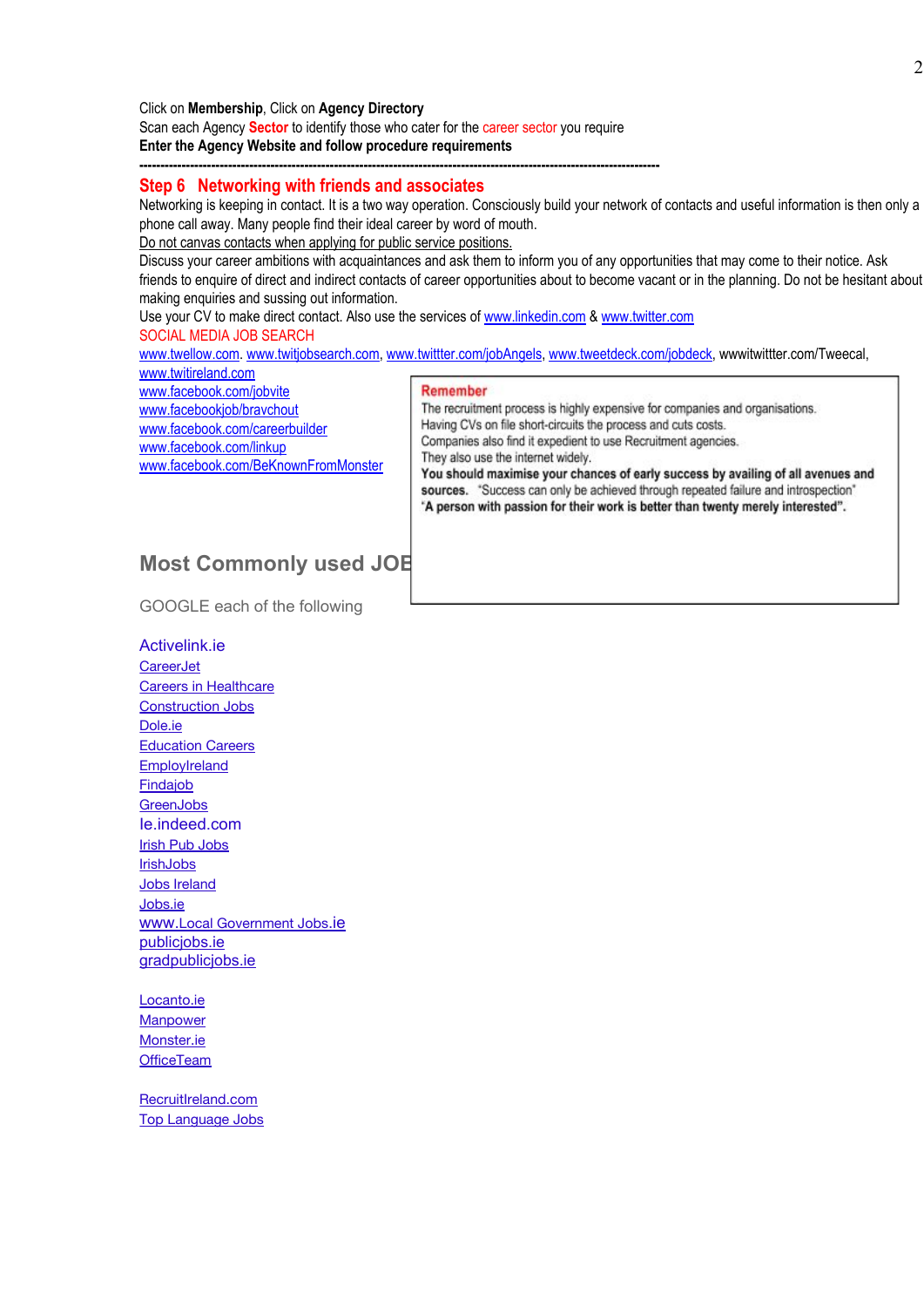Click on **Membership**, Click on **Agency Directory**
Scan each Agency **Sector** to identify those who cater for the career sector you require
**Enter the Agency Website and follow procedure requirements**

---

## Step 6 Networking with friends and associates

Networking is keeping in contact. It is a two way operation. Consciously build your network of contacts and useful information is then only a phone call away. Many people find their ideal career by word of mouth.
Do not canvas contacts when applying for public service positions.
Discuss your career ambitions with acquaintances and ask them to inform you of any opportunities that may come to their notice. Ask friends to enquire of direct and indirect contacts of career opportunities about to become vacant or in the planning. Do not be hesitant about making enquiries and sussing out information.
Use your CV to make direct contact. Also use the services of www.linkedin.com & www.twitter.com

SOCIAL MEDIA JOB SEARCH

www.twellow.com, www.twitjobsearch.com, www.twittter.com/jobAngels, www.tweetdeck.com/jobdeck, wwwitwittter.com/Tweecal, www.twitireland.com
www.facebook.com/jobvite
www.facebookjob/bravchout
www.facebook.com/careerbuilder
www.facebook.com/linkup
www.facebook.com/BeKnownFromMonster

**Remember**
The recruitment process is highly expensive for companies and organisations.
Having CVs on file short-circuits the process and cuts costs.
Companies also find it expedient to use Recruitment agencies.
They also use the internet widely.
**You should maximise your chances of early success by availing of all avenues and sources.** "Success can only be achieved through repeated failure and introspection"
**"A person with passion for their work is better than twenty merely interested".**

## Most Commonly used JOB

GOOGLE each of the following

Activelink.ie
CareerJet
Careers in Healthcare
Construction Jobs
Dole.ie
Education Careers
EmployIreland
Findajob
GreenJobs
Ie.indeed.com
Irish Pub Jobs
IrishJobs
Jobs Ireland
Jobs.ie
www.Local Government Jobs.ie
publicjobs.ie
gradpublicjobs.ie

Locanto.ie
Manpower
Monster.ie
OfficeTeam

RecruitIreland.com
Top Language Jobs